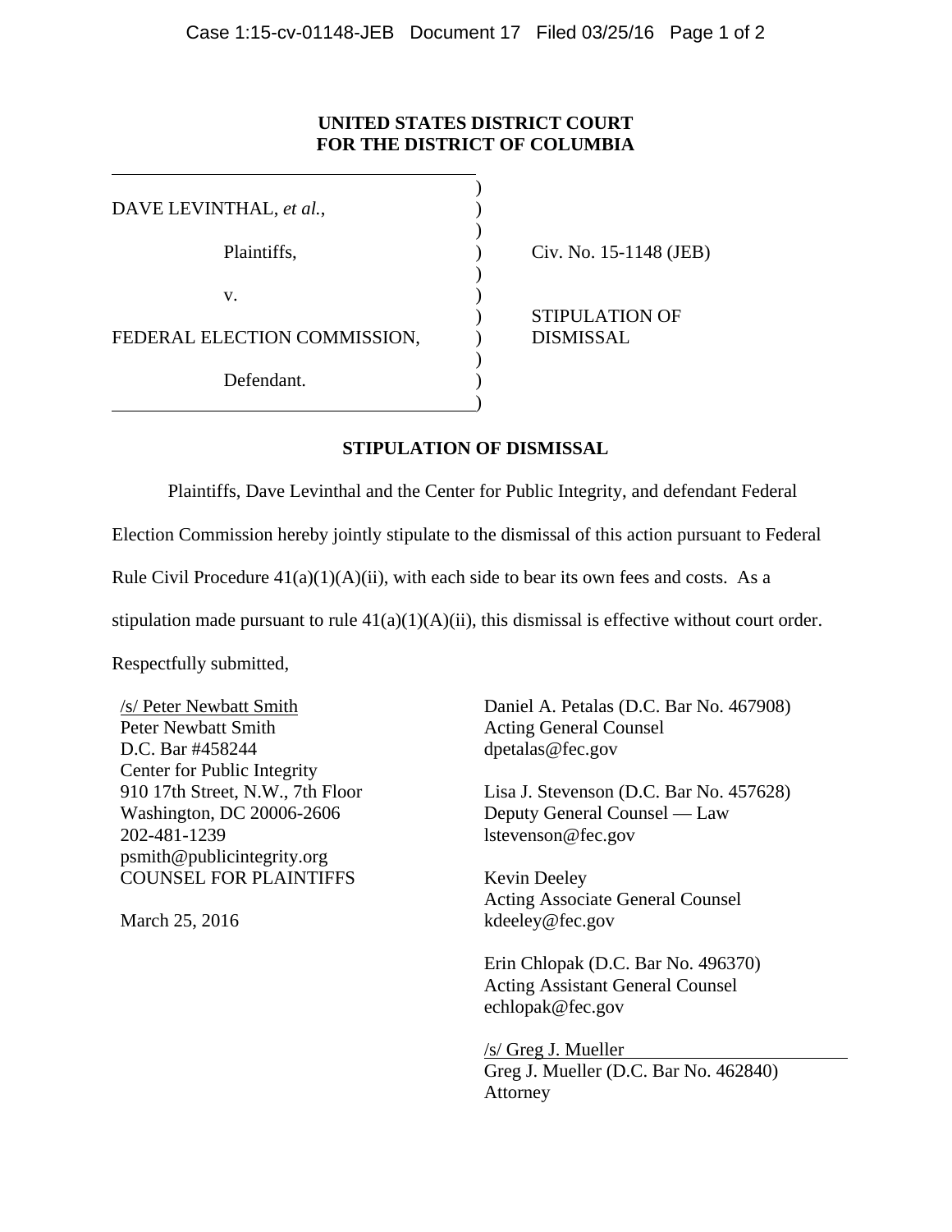**UNITED STATES DISTRICT COURT**
**FOR THE DISTRICT OF COLUMBIA**

| | | |
|---|---|---|
| DAVE LEVINTHAL, *et al.*, | ) | |
| Plaintiffs, | ) | Civ. No. 15-1148 (JEB) |
| v. | ) | |
| FEDERAL ELECTION COMMISSION, | ) | STIPULATION OF DISMISSAL |
| Defendant. | ) | |

## STIPULATION OF DISMISSAL

Plaintiffs, Dave Levinthal and the Center for Public Integrity, and defendant Federal Election Commission hereby jointly stipulate to the dismissal of this action pursuant to Federal Rule Civil Procedure 41(a)(1)(A)(ii), with each side to bear its own fees and costs. As a stipulation made pursuant to rule 41(a)(1)(A)(ii), this dismissal is effective without court order.

Respectfully submitted,

/s/ Peter Newbatt Smith
Peter Newbatt Smith
D.C. Bar #458244
Center for Public Integrity
910 17th Street, N.W., 7th Floor
Washington, DC 20006-2606
202-481-1239
psmith@publicintegrity.org
COUNSEL FOR PLAINTIFFS

March 25, 2016

Daniel A. Petalas (D.C. Bar No. 467908)
Acting General Counsel
dpetalas@fec.gov

Lisa J. Stevenson (D.C. Bar No. 457628)
Deputy General Counsel — Law
lstevenson@fec.gov

Kevin Deeley
Acting Associate General Counsel
kdeeley@fec.gov

Erin Chlopak (D.C. Bar No. 496370)
Acting Assistant General Counsel
echlopak@fec.gov

/s/ Greg J. Mueller
Greg J. Mueller (D.C. Bar No. 462840)
Attorney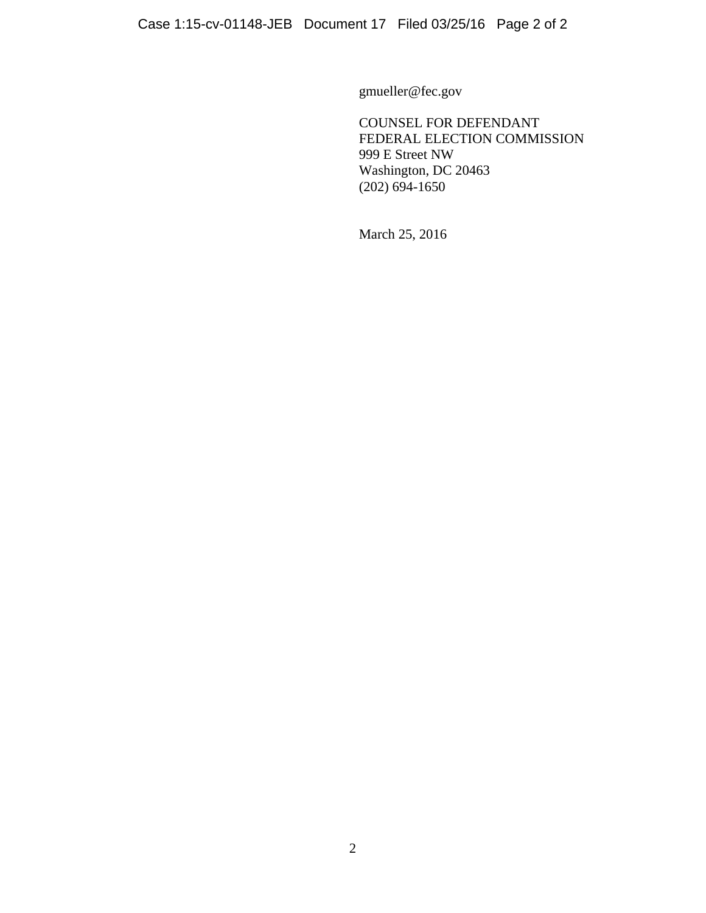gmueller@fec.gov

COUNSEL FOR DEFENDANT
FEDERAL ELECTION COMMISSION
999 E Street NW
Washington, DC 20463
(202) 694-1650

March 25, 2016